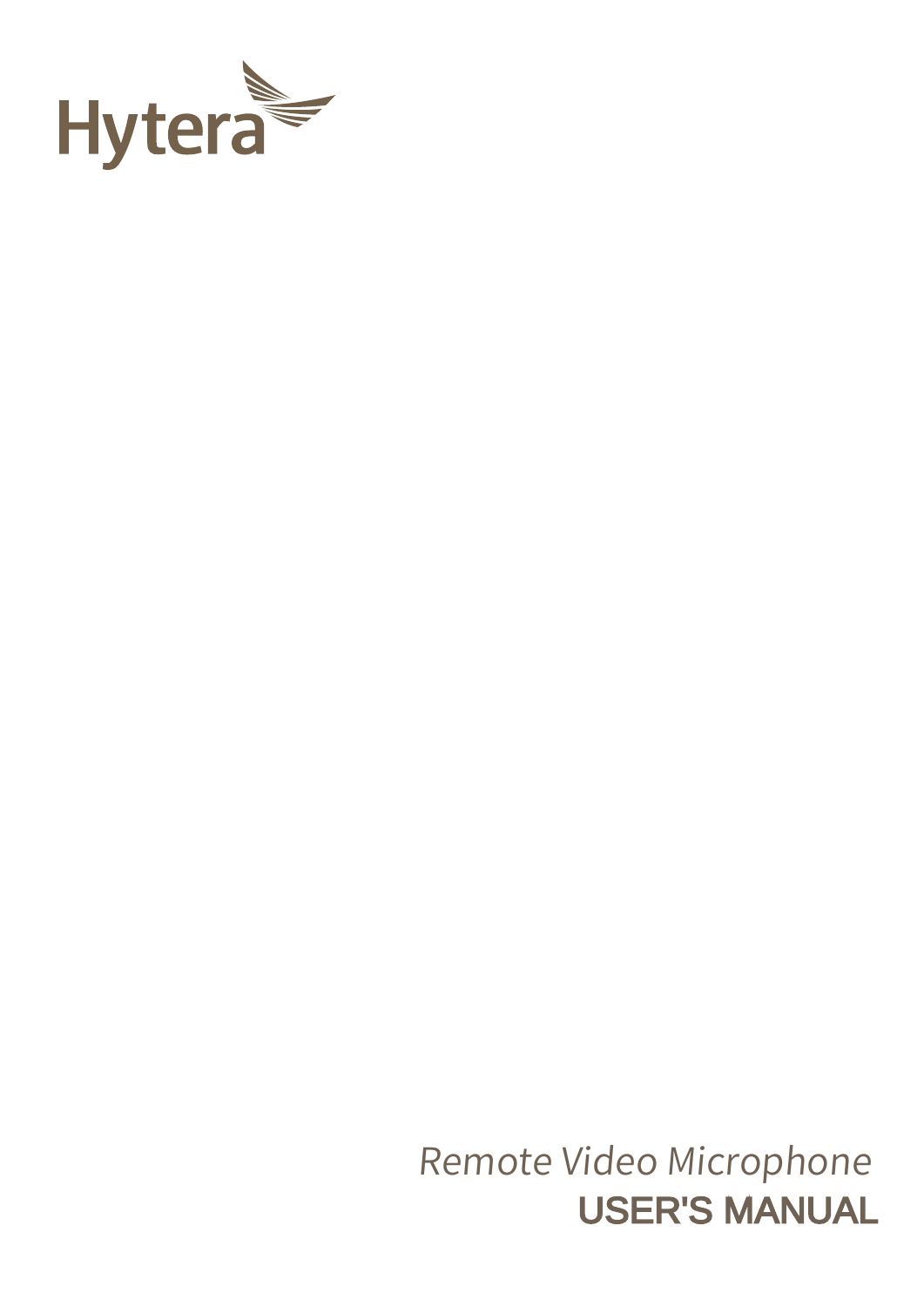Hytera

*Remote Video Microphone*

# USER'S MANUAL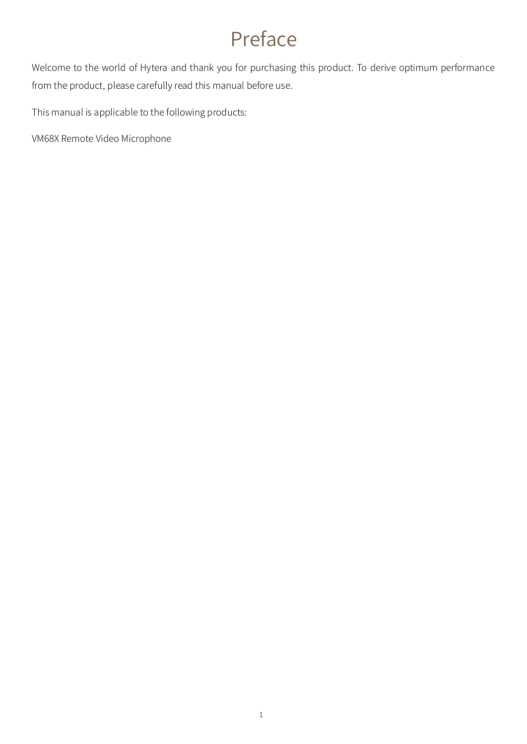# Preface

Welcome to the world of Hytera and thank you for purchasing this product. To derive optimum performance from the product, please carefully read this manual before use.

This manual is applicable to the following products:

VM68X Remote Video Microphone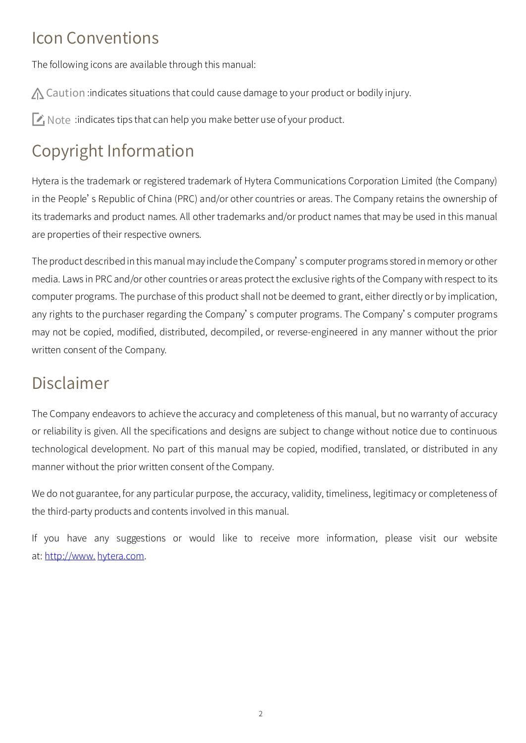# Icon Conventions

The following icons are available through this manual:

⚠ Caution :indicates situations that could cause damage to your product or bodily injury.

Note :indicates tips that can help you make better use of your product.

# Copyright Information

Hytera is the trademark or registered trademark of Hytera Communications Corporation Limited (the Company) in the People' s Republic of China (PRC) and/or other countries or areas. The Company retains the ownership of its trademarks and product names. All other trademarks and/or product names that may be used in this manual are properties of their respective owners.

The product described in this manual may include the Company' s computer programs stored in memory or other media. Laws in PRC and/or other countries or areas protect the exclusive rights of the Company with respect to its computer programs. The purchase of this product shall not be deemed to grant, either directly or by implication, any rights to the purchaser regarding the Company' s computer programs. The Company' s computer programs may not be copied, modified, distributed, decompiled, or reverse-engineered in any manner without the prior written consent of the Company.

# Disclaimer

The Company endeavors to achieve the accuracy and completeness of this manual, but no warranty of accuracy or reliability is given. All the specifications and designs are subject to change without notice due to continuous technological development. No part of this manual may be copied, modified, translated, or distributed in any manner without the prior written consent of the Company.

We do not guarantee, for any particular purpose, the accuracy, validity, timeliness, legitimacy or completeness of the third-party products and contents involved in this manual.

If you have any suggestions or would like to receive more information, please visit our website at: http://www. hytera.com.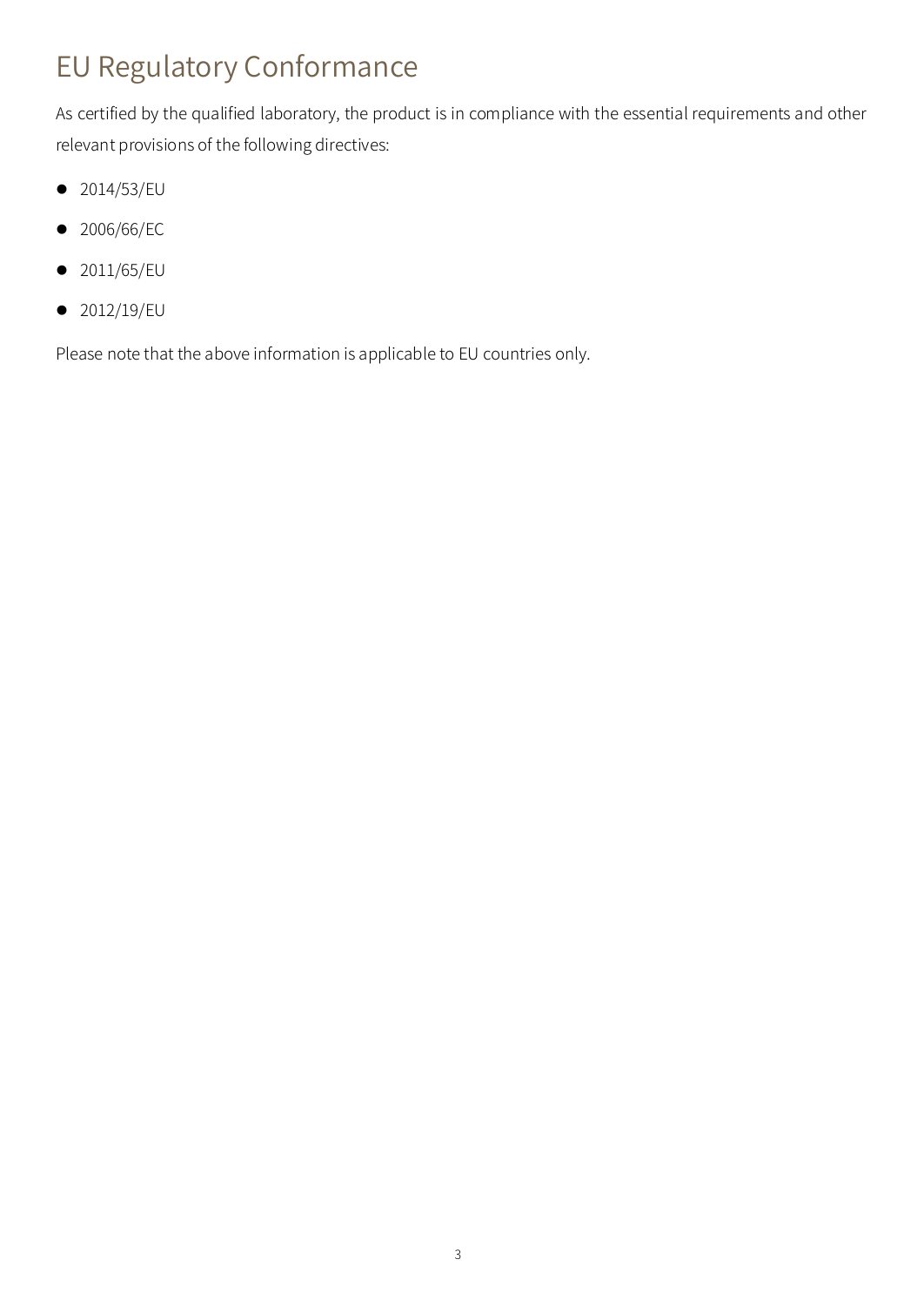# EU Regulatory Conformance

As certified by the qualified laboratory, the product is in compliance with the essential requirements and other relevant provisions of the following directives:

- 2014/53/EU
- 2006/66/EC
- 2011/65/EU
- 2012/19/EU

Please note that the above information is applicable to EU countries only.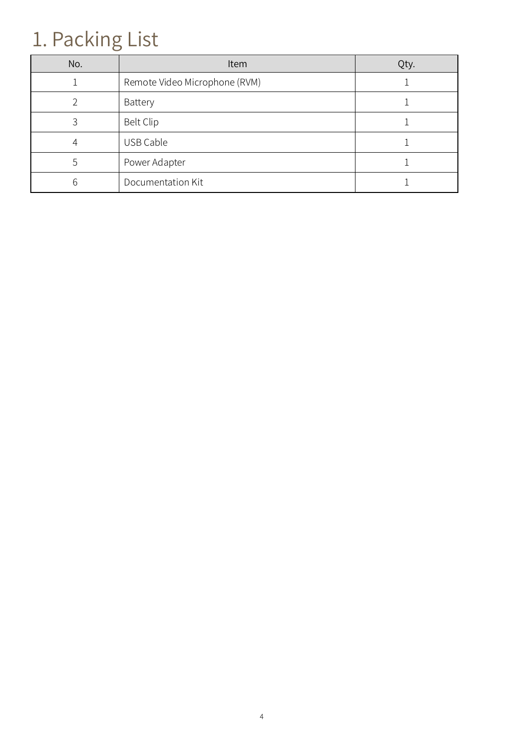# 1. Packing List

| No. | Item | Qty. |
| --- | --- | --- |
| 1 | Remote Video Microphone (RVM) | 1 |
| 2 | Battery | 1 |
| 3 | Belt Clip | 1 |
| 4 | USB Cable | 1 |
| 5 | Power Adapter | 1 |
| 6 | Documentation Kit | 1 |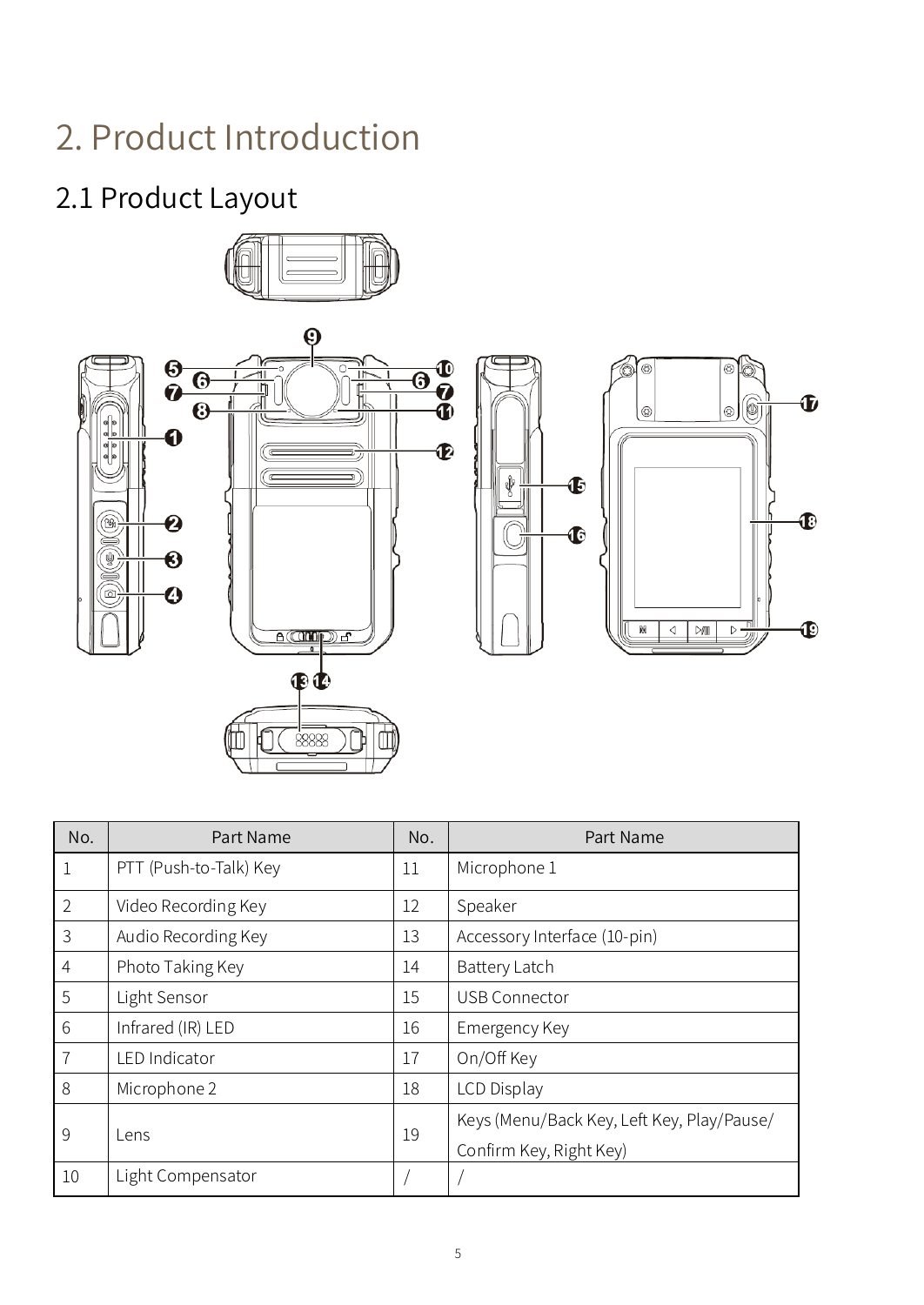# 2. Product Introduction

## 2.1 Product Layout

| No. | Part Name | No. | Part Name |
|---|---|---|---|
| 1 | PTT (Push-to-Talk) Key | 11 | Microphone 1 |
| 2 | Video Recording Key | 12 | Speaker |
| 3 | Audio Recording Key | 13 | Accessory Interface (10-pin) |
| 4 | Photo Taking Key | 14 | Battery Latch |
| 5 | Light Sensor | 15 | USB Connector |
| 6 | Infrared (IR) LED | 16 | Emergency Key |
| 7 | LED Indicator | 17 | On/Off Key |
| 8 | Microphone 2 | 18 | LCD Display |
| 9 | Lens | 19 | Keys (Menu/Back Key, Left Key, Play/Pause/ Confirm Key, Right Key) |
| 10 | Light Compensator | / | / |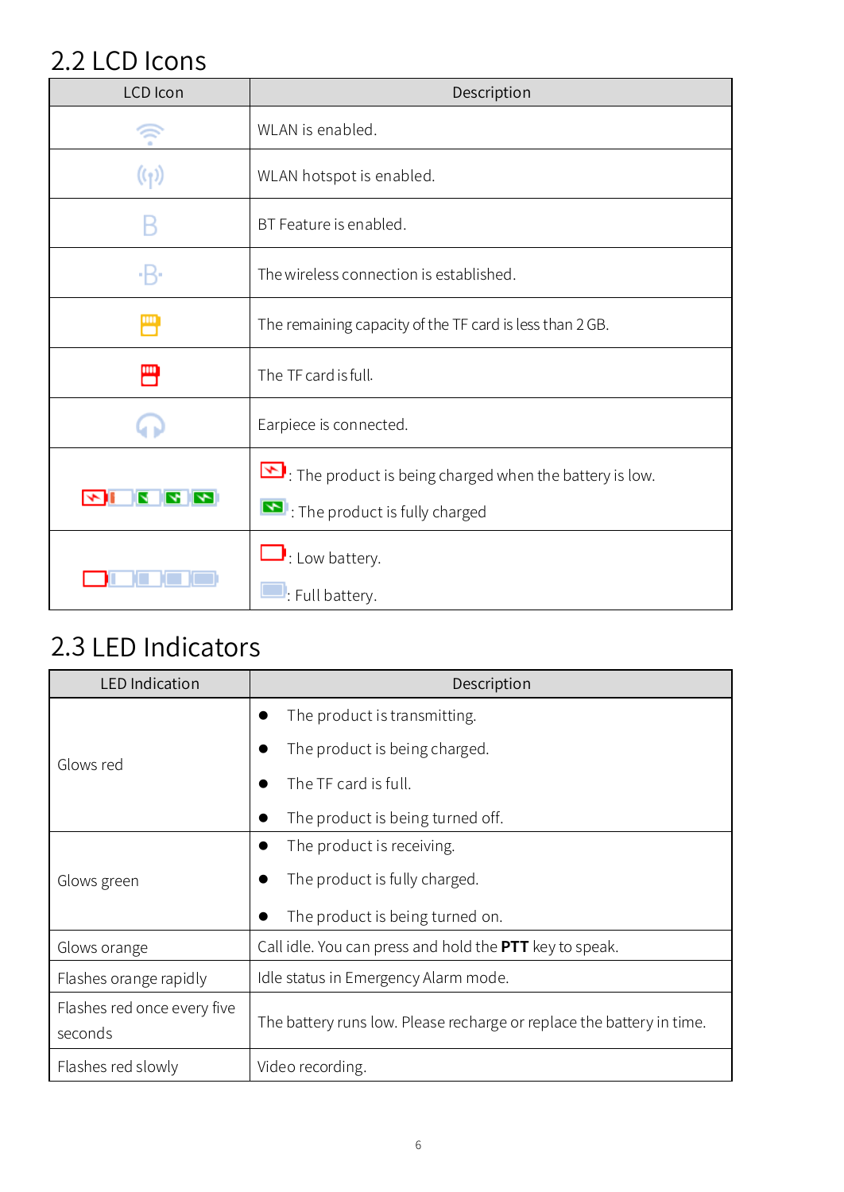## 2.2 LCD Icons

| LCD Icon | Description |
|---|---|
| | WLAN is enabled. |
| | WLAN hotspot is enabled. |
| B | BT Feature is enabled. |
| ·B· | The wireless connection is established. |
| | The remaining capacity of the TF card is less than 2 GB. |
| | The TF card is full. |
| | Earpiece is connected. |
| | : The product is being charged when the battery is low.<br>: The product is fully charged |
| | : Low battery.<br>: Full battery. |

## 2.3 LED Indicators

| LED Indication | Description |
|---|---|
| Glows red | ● The product is transmitting.<br>● The product is being charged.<br>● The TF card is full.<br>● The product is being turned off. |
| Glows green | ● The product is receiving.<br>● The product is fully charged.<br>● The product is being turned on. |
| Glows orange | Call idle. You can press and hold the **PTT** key to speak. |
| Flashes orange rapidly | Idle status in Emergency Alarm mode. |
| Flashes red once every five seconds | The battery runs low. Please recharge or replace the battery in time. |
| Flashes red slowly | Video recording. |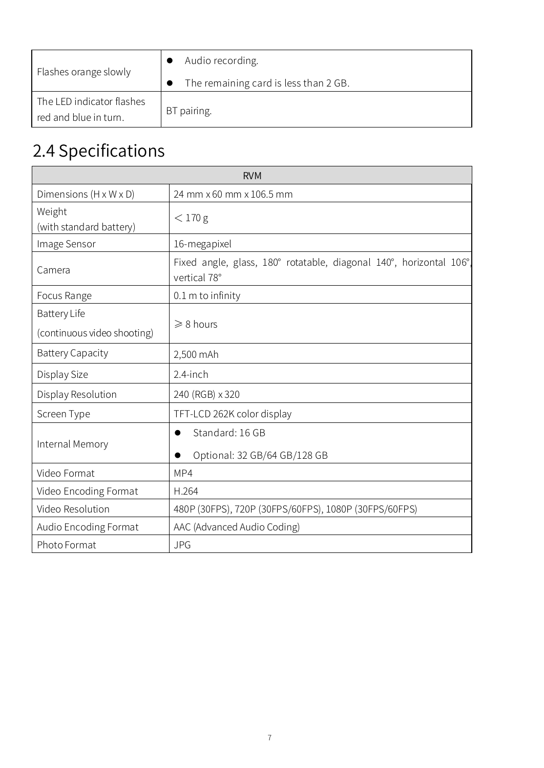| | |
|---|---|
| Flashes orange slowly | ● Audio recording.<br>● The remaining card is less than 2 GB. |
| The LED indicator flashes red and blue in turn. | BT pairing. |

## 2.4 Specifications

| RVM | |
|---|---|
| Dimensions (H x W x D) | 24 mm x 60 mm x 106.5 mm |
| Weight<br>(with standard battery) | ＜170 g |
| Image Sensor | 16-megapixel |
| Camera | Fixed angle, glass, 180° rotatable, diagonal 140°, horizontal 106°, vertical 78° |
| Focus Range | 0.1 m to infinity |
| Battery Life<br>(continuous video shooting) | ⩾ 8 hours |
| Battery Capacity | 2,500 mAh |
| Display Size | 2.4-inch |
| Display Resolution | 240 (RGB) x 320 |
| Screen Type | TFT-LCD 262K color display |
| Internal Memory | ● Standard: 16 GB<br>● Optional: 32 GB/64 GB/128 GB |
| Video Format | MP4 |
| Video Encoding Format | H.264 |
| Video Resolution | 480P (30FPS), 720P (30FPS/60FPS), 1080P (30FPS/60FPS) |
| Audio Encoding Format | AAC (Advanced Audio Coding) |
| Photo Format | JPG |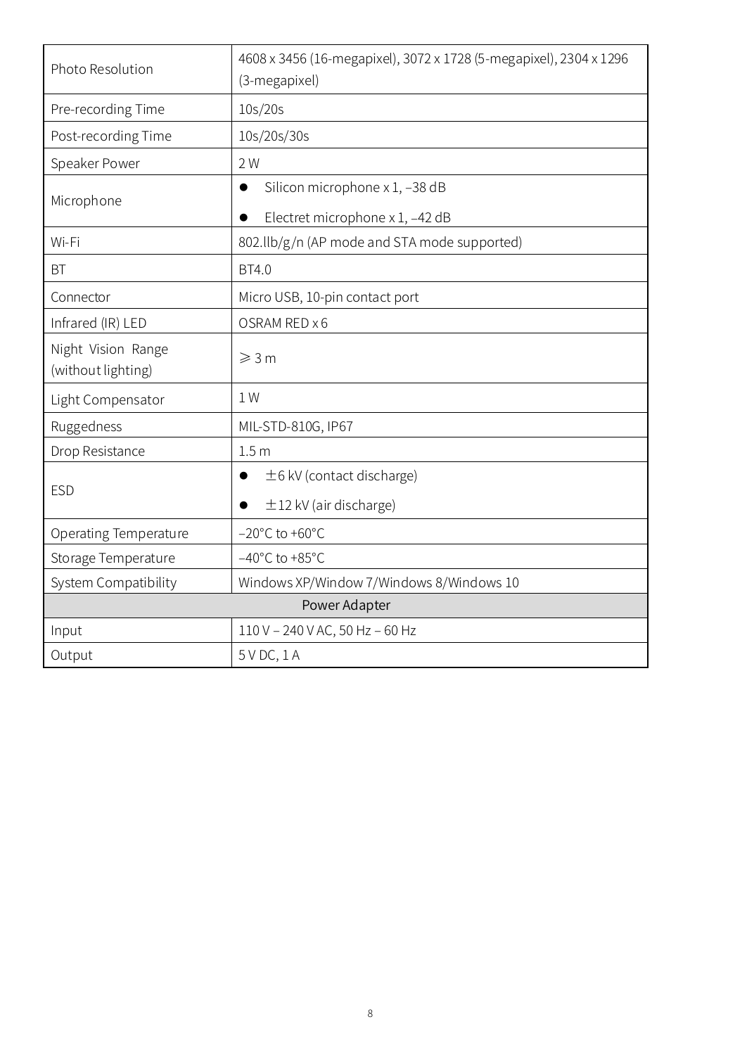| | |
|---|---|
| Photo Resolution | 4608 x 3456 (16-megapixel), 3072 x 1728 (5-megapixel), 2304 x 1296 (3-megapixel) |
| Pre-recording Time | 10s/20s |
| Post-recording Time | 10s/20s/30s |
| Speaker Power | 2 W |
| Microphone | ● Silicon microphone x 1, −38 dB<br>● Electret microphone x 1, −42 dB |
| Wi-Fi | 802.llb/g/n (AP mode and STA mode supported) |
| BT | BT4.0 |
| Connector | Micro USB, 10-pin contact port |
| Infrared (IR) LED | OSRAM RED x 6 |
| Night Vision Range (without lighting) | ⩾ 3 m |
| Light Compensator | 1 W |
| Ruggedness | MIL-STD-810G, IP67 |
| Drop Resistance | 1.5 m |
| ESD | ● ±6 kV (contact discharge)<br>● ±12 kV (air discharge) |
| Operating Temperature | −20°C to +60°C |
| Storage Temperature | −40°C to +85°C |
| System Compatibility | Windows XP/Window 7/Windows 8/Windows 10 |
| Power Adapter | |
| Input | 110 V – 240 V AC, 50 Hz – 60 Hz |
| Output | 5 V DC, 1 A |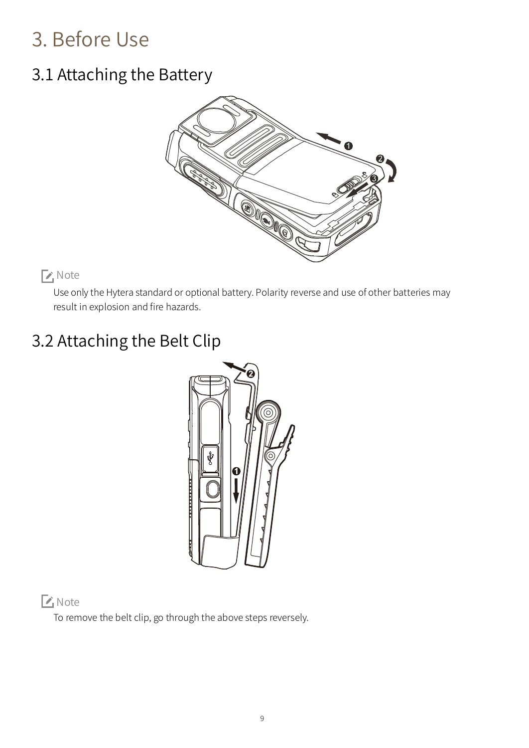# 3. Before Use

## 3.1 Attaching the Battery

Note

Use only the Hytera standard or optional battery. Polarity reverse and use of other batteries may result in explosion and fire hazards.

## 3.2 Attaching the Belt Clip

Note

To remove the belt clip, go through the above steps reversely.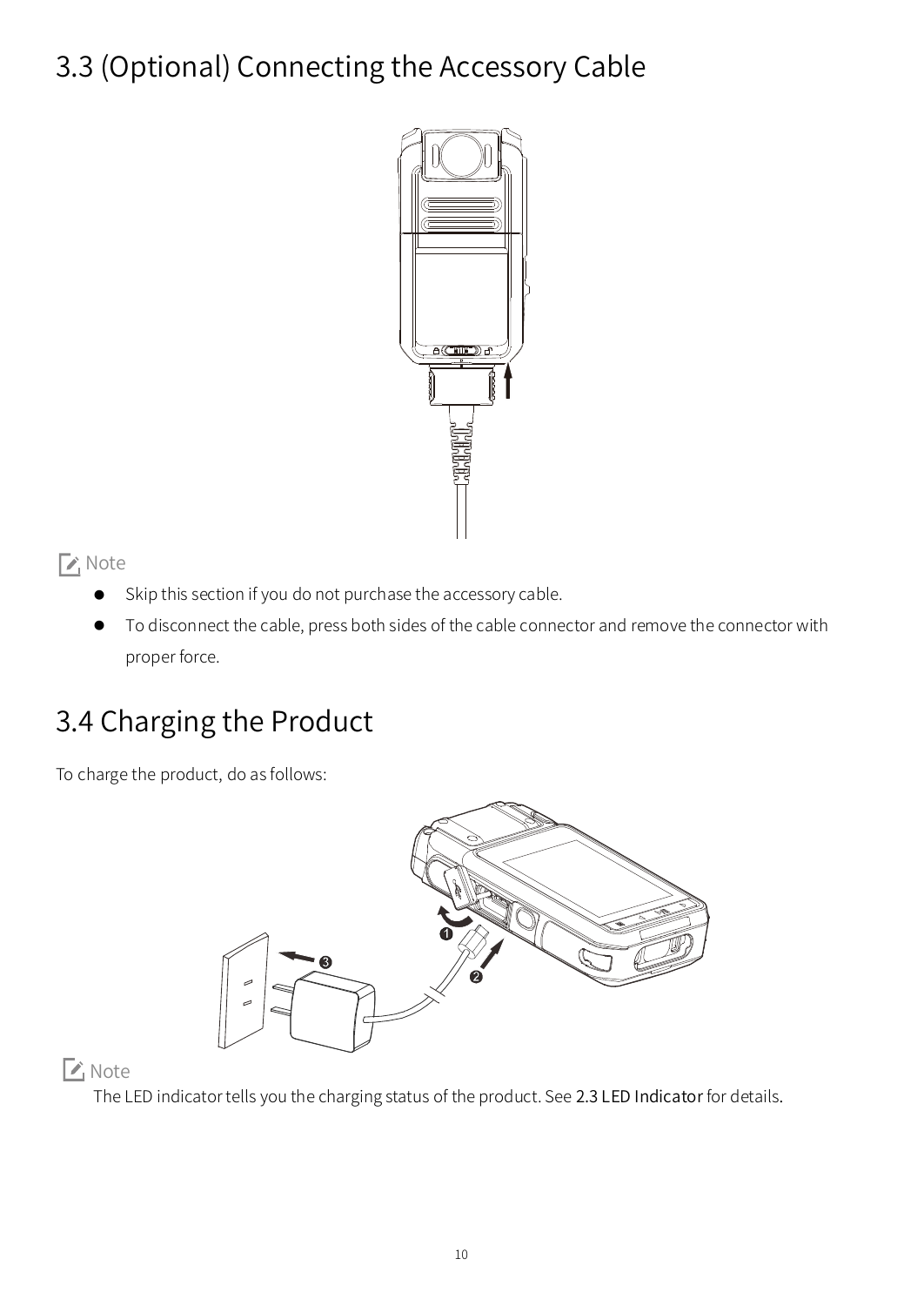# 3.3 (Optional) Connecting the Accessory Cable

Note

- Skip this section if you do not purchase the accessory cable.
- To disconnect the cable, press both sides of the cable connector and remove the connector with proper force.

# 3.4 Charging the Product

To charge the product, do as follows:

Note

The LED indicator tells you the charging status of the product. See 2.3 LED Indicator for details.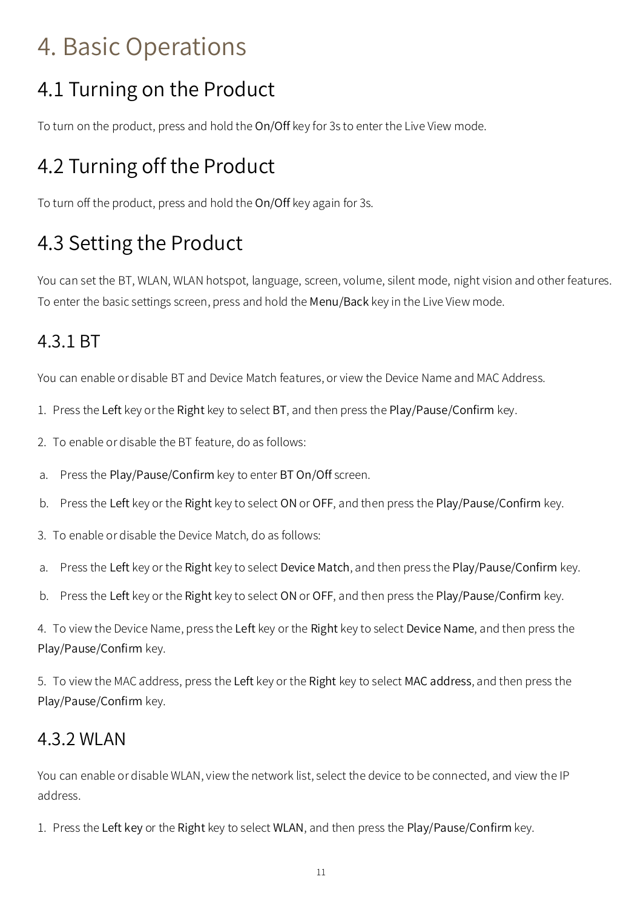# 4. Basic Operations

## 4.1 Turning on the Product

To turn on the product, press and hold the On/Off key for 3s to enter the Live View mode.

## 4.2 Turning off the Product

To turn off the product, press and hold the On/Off key again for 3s.

## 4.3 Setting the Product

You can set the BT, WLAN, WLAN hotspot, language, screen, volume, silent mode, night vision and other features. To enter the basic settings screen, press and hold the Menu/Back key in the Live View mode.

### 4.3.1 BT

You can enable or disable BT and Device Match features, or view the Device Name and MAC Address.

1. Press the Left key or the Right key to select BT, and then press the Play/Pause/Confirm key.

2. To enable or disable the BT feature, do as follows:

a. Press the Play/Pause/Confirm key to enter BT On/Off screen.

b. Press the Left key or the Right key to select ON or OFF, and then press the Play/Pause/Confirm key.

3. To enable or disable the Device Match, do as follows:

a. Press the Left key or the Right key to select Device Match, and then press the Play/Pause/Confirm key.

b. Press the Left key or the Right key to select ON or OFF, and then press the Play/Pause/Confirm key.

4. To view the Device Name, press the Left key or the Right key to select Device Name, and then press the Play/Pause/Confirm key.

5. To view the MAC address, press the Left key or the Right key to select MAC address, and then press the Play/Pause/Confirm key.

### 4.3.2 WLAN

You can enable or disable WLAN, view the network list, select the device to be connected, and view the IP address.

1. Press the Left key or the Right key to select WLAN, and then press the Play/Pause/Confirm key.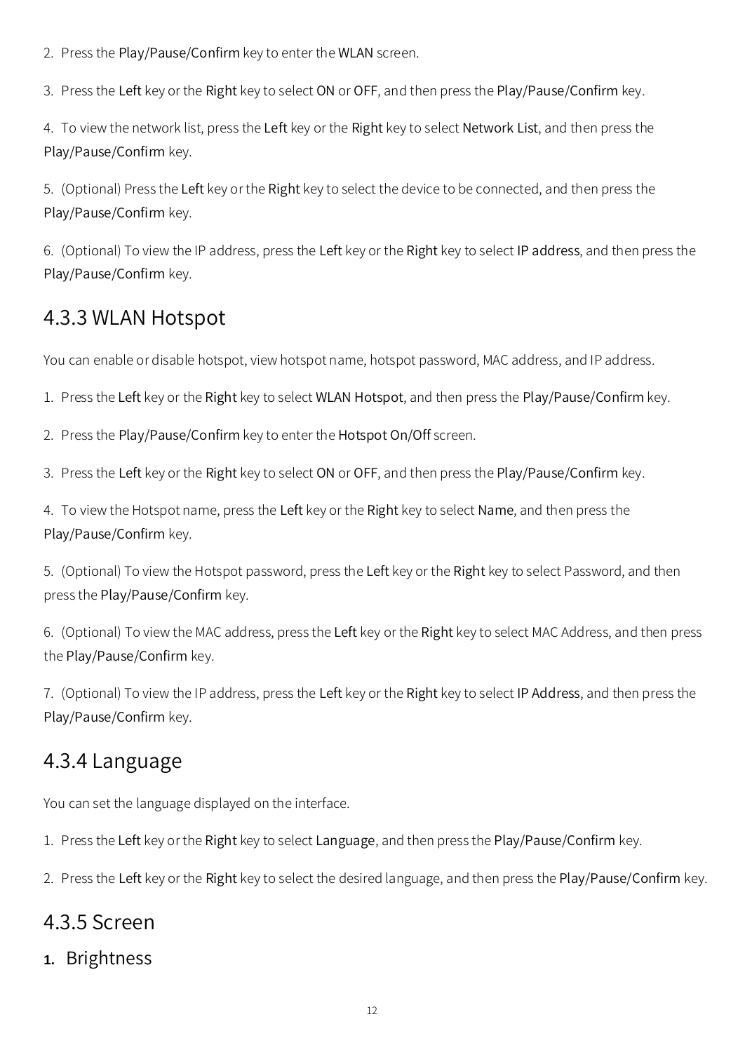2. Press the Play/Pause/Confirm key to enter the WLAN screen.

3. Press the Left key or the Right key to select ON or OFF, and then press the Play/Pause/Confirm key.

4. To view the network list, press the Left key or the Right key to select Network List, and then press the Play/Pause/Confirm key.

5. (Optional) Press the Left key or the Right key to select the device to be connected, and then press the Play/Pause/Confirm key.

6. (Optional) To view the IP address, press the Left key or the Right key to select IP address, and then press the Play/Pause/Confirm key.

### 4.3.3 WLAN Hotspot

You can enable or disable hotspot, view hotspot name, hotspot password, MAC address, and IP address.

1. Press the Left key or the Right key to select WLAN Hotspot, and then press the Play/Pause/Confirm key.

2. Press the Play/Pause/Confirm key to enter the Hotspot On/Off screen.

3. Press the Left key or the Right key to select ON or OFF, and then press the Play/Pause/Confirm key.

4. To view the Hotspot name, press the Left key or the Right key to select Name, and then press the Play/Pause/Confirm key.

5. (Optional) To view the Hotspot password, press the Left key or the Right key to select Password, and then press the Play/Pause/Confirm key.

6. (Optional) To view the MAC address, press the Left key or the Right key to select MAC Address, and then press the Play/Pause/Confirm key.

7. (Optional) To view the IP address, press the Left key or the Right key to select IP Address, and then press the Play/Pause/Confirm key.

### 4.3.4 Language

You can set the language displayed on the interface.

1. Press the Left key or the Right key to select Language, and then press the Play/Pause/Confirm key.

2. Press the Left key or the Right key to select the desired language, and then press the Play/Pause/Confirm key.

### 4.3.5 Screen

#### 1. Brightness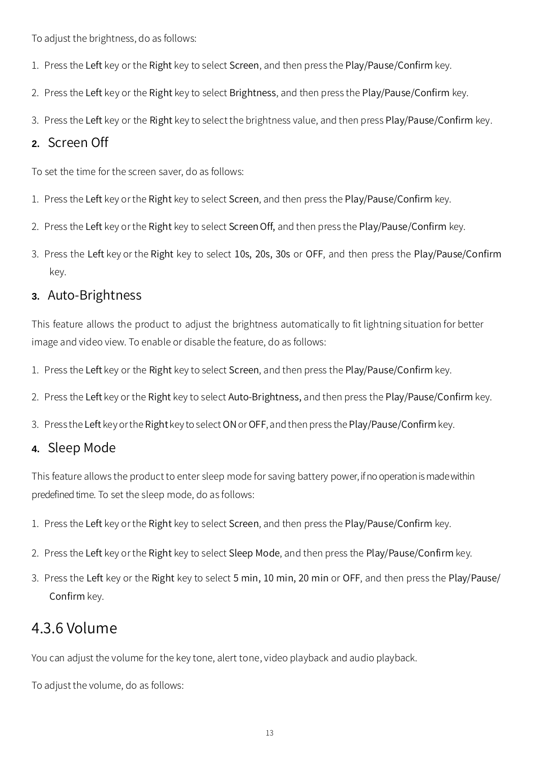To adjust the brightness, do as follows:

1. Press the Left key or the Right key to select Screen, and then press the Play/Pause/Confirm key.
2. Press the Left key or the Right key to select Brightness, and then press the Play/Pause/Confirm key.
3. Press the Left key or the Right key to select the brightness value, and then press Play/Pause/Confirm key.

### 2. Screen Off

To set the time for the screen saver, do as follows:

1. Press the Left key or the Right key to select Screen, and then press the Play/Pause/Confirm key.
2. Press the Left key or the Right key to select Screen Off, and then press the Play/Pause/Confirm key.
3. Press the Left key or the Right key to select 10s, 20s, 30s or OFF, and then press the Play/Pause/Confirm key.

### 3. Auto-Brightness

This feature allows the product to adjust the brightness automatically to fit lightning situation for better image and video view. To enable or disable the feature, do as follows:

1. Press the Left key or the Right key to select Screen, and then press the Play/Pause/Confirm key.
2. Press the Left key or the Right key to select Auto-Brightness, and then press the Play/Pause/Confirm key.
3. Press the Left key or the Right key to select ON or OFF, and then press the Play/Pause/Confirm key.

### 4. Sleep Mode

This feature allows the product to enter sleep mode for saving battery power, if no operation is made within predefined time. To set the sleep mode, do as follows:

1. Press the Left key or the Right key to select Screen, and then press the Play/Pause/Confirm key.
2. Press the Left key or the Right key to select Sleep Mode, and then press the Play/Pause/Confirm key.
3. Press the Left key or the Right key to select 5 min, 10 min, 20 min or OFF, and then press the Play/Pause/Confirm key.

## 4.3.6 Volume

You can adjust the volume for the key tone, alert tone, video playback and audio playback.

To adjust the volume, do as follows: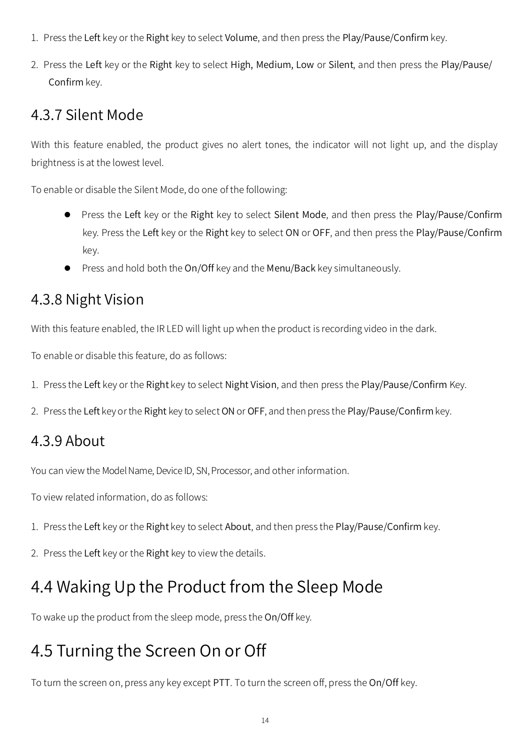1. Press the Left key or the Right key to select Volume, and then press the Play/Pause/Confirm key.
2. Press the Left key or the Right key to select High, Medium, Low or Silent, and then press the Play/Pause/Confirm key.

### 4.3.7 Silent Mode

With this feature enabled, the product gives no alert tones, the indicator will not light up, and the display brightness is at the lowest level.

To enable or disable the Silent Mode, do one of the following:

- Press the Left key or the Right key to select Silent Mode, and then press the Play/Pause/Confirm key. Press the Left key or the Right key to select ON or OFF, and then press the Play/Pause/Confirm key.
- Press and hold both the On/Off key and the Menu/Back key simultaneously.

### 4.3.8 Night Vision

With this feature enabled, the IR LED will light up when the product is recording video in the dark.

To enable or disable this feature, do as follows:

1. Press the Left key or the Right key to select Night Vision, and then press the Play/Pause/Confirm Key.
2. Press the Left key or the Right key to select ON or OFF, and then press the Play/Pause/Confirm key.

### 4.3.9 About

You can view the Model Name, Device ID, SN, Processor, and other information.

To view related information, do as follows:

1. Press the Left key or the Right key to select About, and then press the Play/Pause/Confirm key.
2. Press the Left key or the Right key to view the details.

## 4.4 Waking Up the Product from the Sleep Mode

To wake up the product from the sleep mode, press the On/Off key.

## 4.5 Turning the Screen On or Off

To turn the screen on, press any key except PTT. To turn the screen off, press the On/Off key.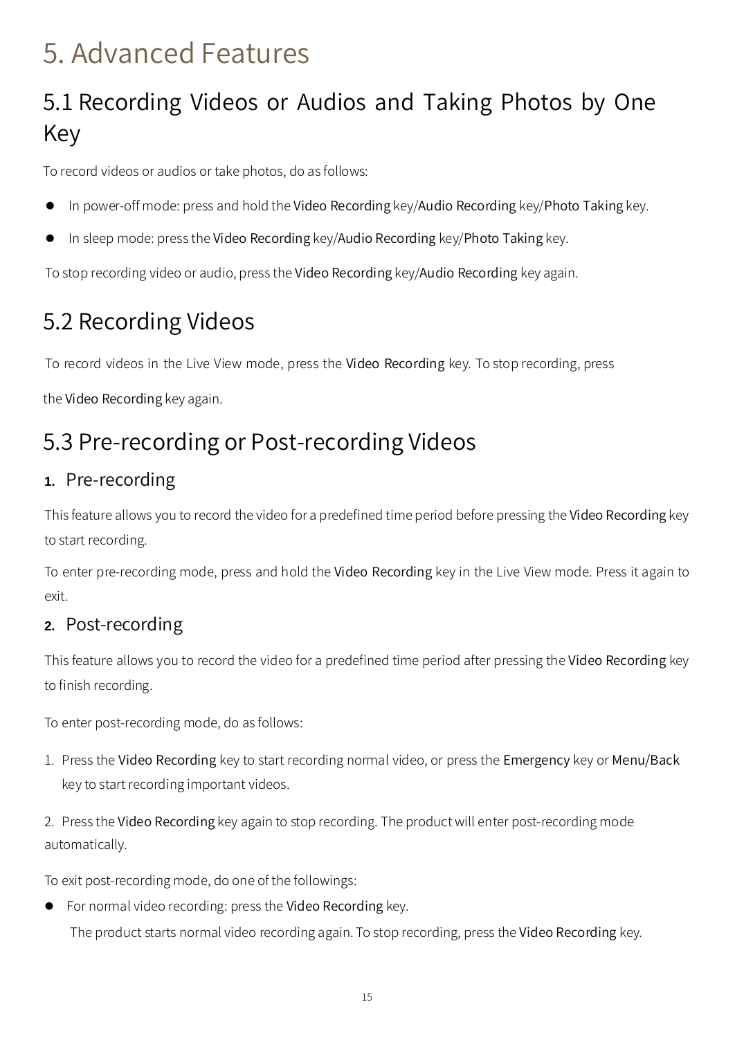# 5. Advanced Features

## 5.1 Recording Videos or Audios and Taking Photos by One Key

To record videos or audios or take photos, do as follows:

- In power-off mode: press and hold the Video Recording key/Audio Recording key/Photo Taking key.
- In sleep mode: press the Video Recording key/Audio Recording key/Photo Taking key.

To stop recording video or audio, press the Video Recording key/Audio Recording key again.

## 5.2 Recording Videos

To record videos in the Live View mode, press the Video Recording key. To stop recording, press the Video Recording key again.

## 5.3 Pre-recording or Post-recording Videos

### 1. Pre-recording

This feature allows you to record the video for a predefined time period before pressing the Video Recording key to start recording.

To enter pre-recording mode, press and hold the Video Recording key in the Live View mode. Press it again to exit.

### 2. Post-recording

This feature allows you to record the video for a predefined time period after pressing the Video Recording key to finish recording.

To enter post-recording mode, do as follows:

1. Press the Video Recording key to start recording normal video, or press the Emergency key or Menu/Back key to start recording important videos.
2. Press the Video Recording key again to stop recording. The product will enter post-recording mode automatically.

To exit post-recording mode, do one of the followings:

- For normal video recording: press the Video Recording key.

  The product starts normal video recording again. To stop recording, press the Video Recording key.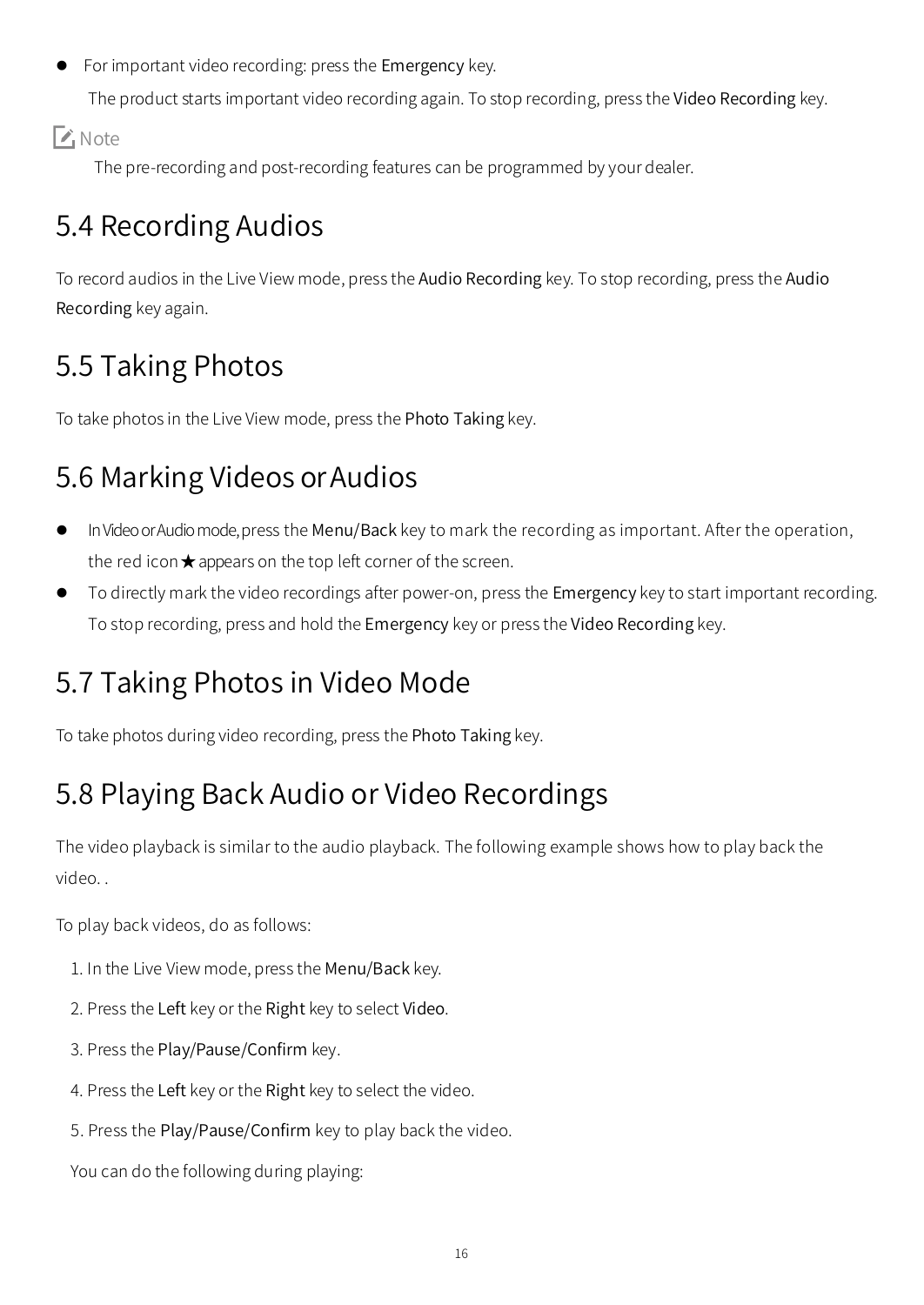- For important video recording: press the Emergency key.

  The product starts important video recording again. To stop recording, press the Video Recording key.

Note

The pre-recording and post-recording features can be programmed by your dealer.

## 5.4 Recording Audios

To record audios in the Live View mode, press the Audio Recording key. To stop recording, press the Audio Recording key again.

## 5.5 Taking Photos

To take photos in the Live View mode, press the Photo Taking key.

## 5.6 Marking Videos or Audios

- In Video or Audio mode, press the Menu/Back key to mark the recording as important. After the operation, the red icon ★ appears on the top left corner of the screen.
- To directly mark the video recordings after power-on, press the Emergency key to start important recording. To stop recording, press and hold the Emergency key or press the Video Recording key.

## 5.7 Taking Photos in Video Mode

To take photos during video recording, press the Photo Taking key.

## 5.8 Playing Back Audio or Video Recordings

The video playback is similar to the audio playback. The following example shows how to play back the video. .

To play back videos, do as follows:

1. In the Live View mode, press the Menu/Back key.
2. Press the Left key or the Right key to select Video.
3. Press the Play/Pause/Confirm key.
4. Press the Left key or the Right key to select the video.
5. Press the Play/Pause/Confirm key to play back the video.

You can do the following during playing: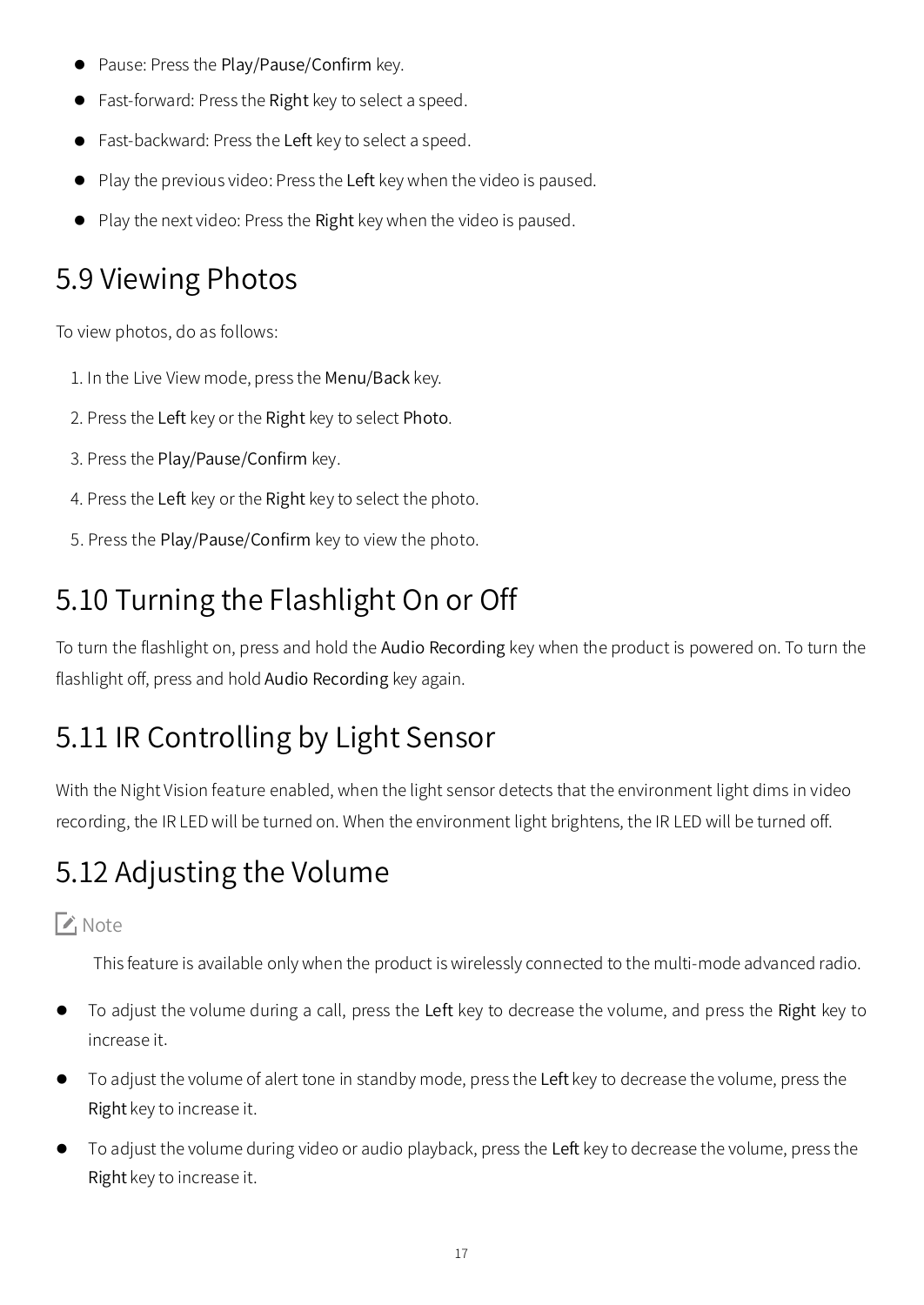- Pause: Press the Play/Pause/Confirm key.
- Fast-forward: Press the Right key to select a speed.
- Fast-backward: Press the Left key to select a speed.
- Play the previous video: Press the Left key when the video is paused.
- Play the next video: Press the Right key when the video is paused.

## 5.9 Viewing Photos

To view photos, do as follows:

1. In the Live View mode, press the Menu/Back key.
2. Press the Left key or the Right key to select Photo.
3. Press the Play/Pause/Confirm key.
4. Press the Left key or the Right key to select the photo.
5. Press the Play/Pause/Confirm key to view the photo.

## 5.10 Turning the Flashlight On or Off

To turn the flashlight on, press and hold the Audio Recording key when the product is powered on. To turn the flashlight off, press and hold Audio Recording key again.

## 5.11 IR Controlling by Light Sensor

With the Night Vision feature enabled, when the light sensor detects that the environment light dims in video recording, the IR LED will be turned on. When the environment light brightens, the IR LED will be turned off.

## 5.12 Adjusting the Volume

Note

This feature is available only when the product is wirelessly connected to the multi-mode advanced radio.

- To adjust the volume during a call, press the Left key to decrease the volume, and press the Right key to increase it.
- To adjust the volume of alert tone in standby mode, press the Left key to decrease the volume, press the Right key to increase it.
- To adjust the volume during video or audio playback, press the Left key to decrease the volume, press the Right key to increase it.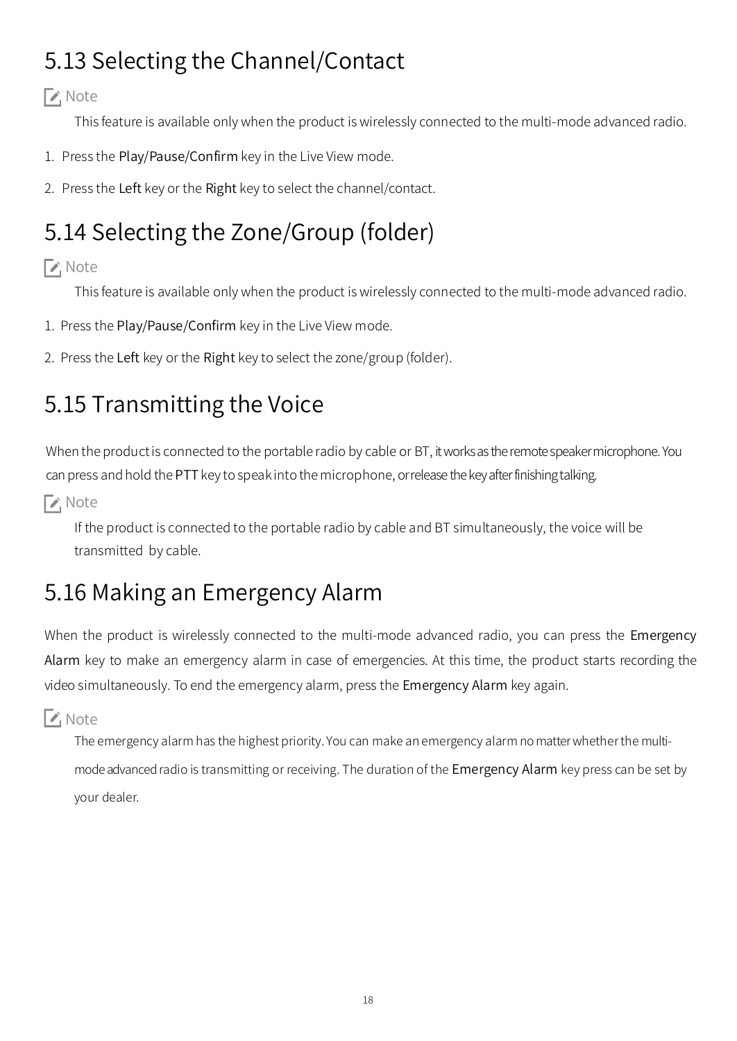## 5.13 Selecting the Channel/Contact

Note

This feature is available only when the product is wirelessly connected to the multi-mode advanced radio.

1. Press the Play/Pause/Confirm key in the Live View mode.
2. Press the Left key or the Right key to select the channel/contact.

## 5.14 Selecting the Zone/Group (folder)

Note

This feature is available only when the product is wirelessly connected to the multi-mode advanced radio.

1. Press the Play/Pause/Confirm key in the Live View mode.
2. Press the Left key or the Right key to select the zone/group (folder).

## 5.15 Transmitting the Voice

When the product is connected to the portable radio by cable or BT, it works as the remote speaker microphone. You can press and hold the PTT key to speak into the microphone, or release the key after finishing talking.

Note

If the product is connected to the portable radio by cable and BT simultaneously, the voice will be transmitted by cable.

## 5.16 Making an Emergency Alarm

When the product is wirelessly connected to the multi-mode advanced radio, you can press the Emergency Alarm key to make an emergency alarm in case of emergencies. At this time, the product starts recording the video simultaneously. To end the emergency alarm, press the Emergency Alarm key again.

Note

The emergency alarm has the highest priority. You can make an emergency alarm no matter whether the multi-mode advanced radio is transmitting or receiving. The duration of the Emergency Alarm key press can be set by your dealer.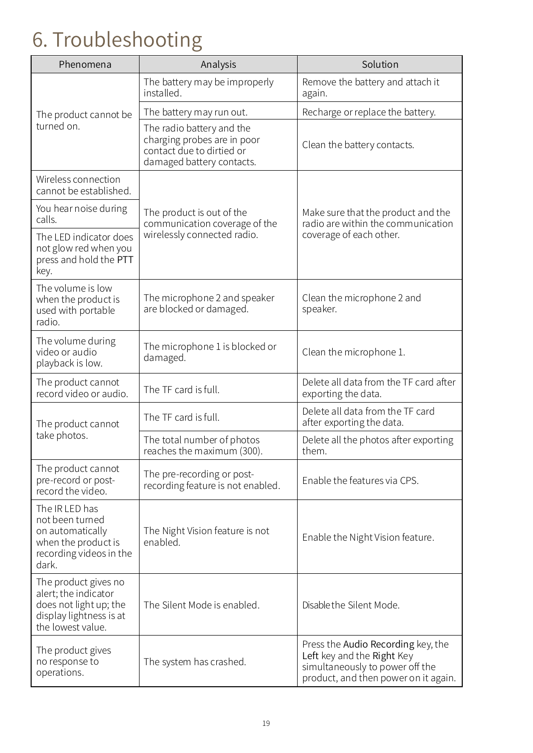# 6. Troubleshooting

| Phenomena | Analysis | Solution |
|---|---|---|
| The product cannot be turned on. | The battery may be improperly installed. | Remove the battery and attach it again. |
| | The battery may run out. | Recharge or replace the battery. |
| | The radio battery and the charging probes are in poor contact due to dirtied or damaged battery contacts. | Clean the battery contacts. |
| Wireless connection cannot be established. | The product is out of the communication coverage of the wirelessly connected radio. | Make sure that the product and the radio are within the communication coverage of each other. |
| You hear noise during calls. | | |
| The LED indicator does not glow red when you press and hold the PTT key. | | |
| The volume is low when the product is used with portable radio. | The microphone 2 and speaker are blocked or damaged. | Clean the microphone 2 and speaker. |
| The volume during video or audio playback is low. | The microphone 1 is blocked or damaged. | Clean the microphone 1. |
| The product cannot record video or audio. | The TF card is full. | Delete all data from the TF card after exporting the data. |
| The product cannot take photos. | The TF card is full. | Delete all data from the TF card after exporting the data. |
| | The total number of photos reaches the maximum (300). | Delete all the photos after exporting them. |
| The product cannot pre-record or post-record the video. | The pre-recording or post-recording feature is not enabled. | Enable the features via CPS. |
| The IR LED has not been turned on automatically when the product is recording videos in the dark. | The Night Vision feature is not enabled. | Enable the Night Vision feature. |
| The product gives no alert; the indicator does not light up; the display lightness is at the lowest value. | The Silent Mode is enabled. | Disable the Silent Mode. |
| The product gives no response to operations. | The system has crashed. | Press the Audio Recording key, the Left key and the Right Key simultaneously to power off the product, and then power on it again. |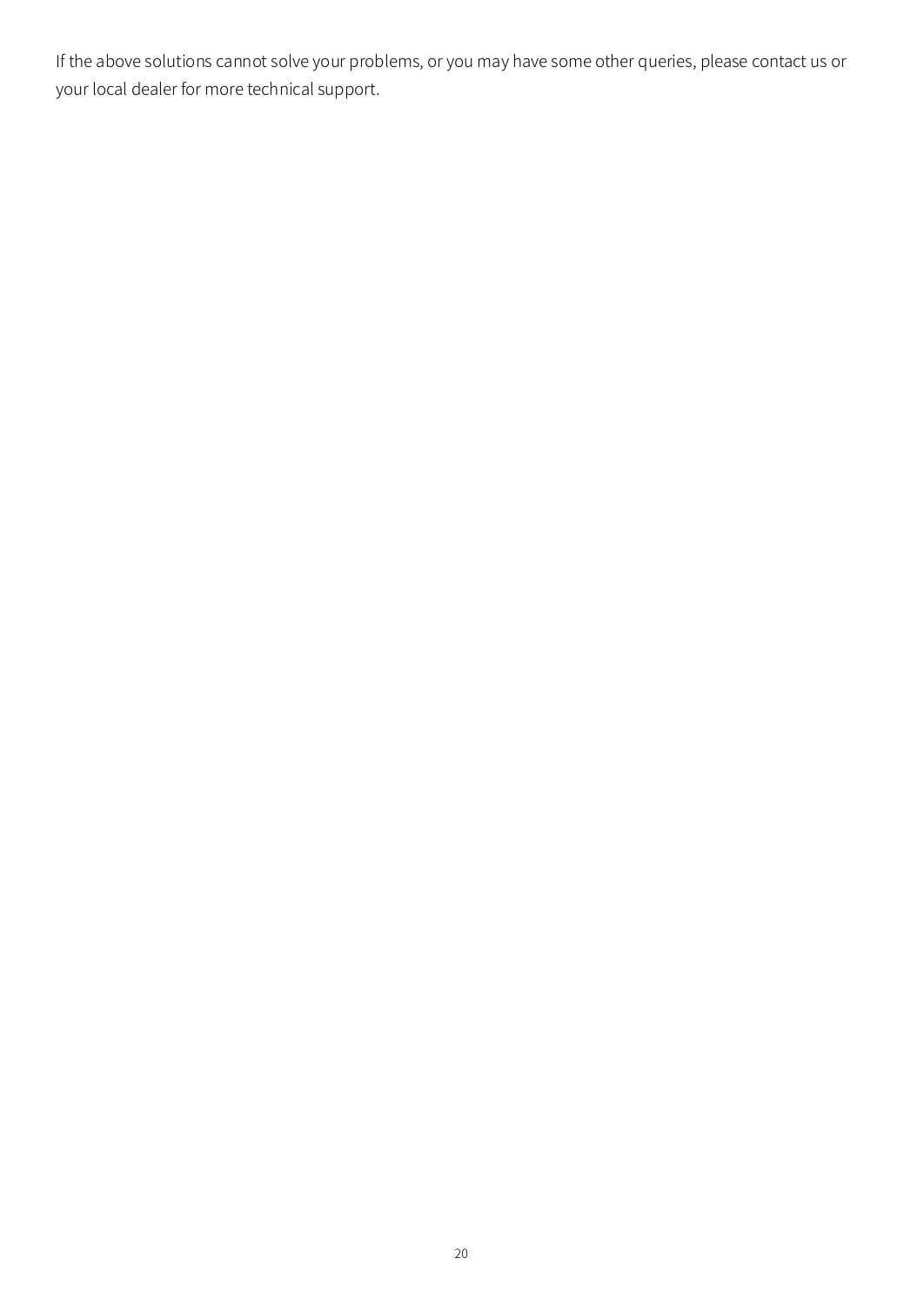If the above solutions cannot solve your problems, or you may have some other queries, please contact us or your local dealer for more technical support.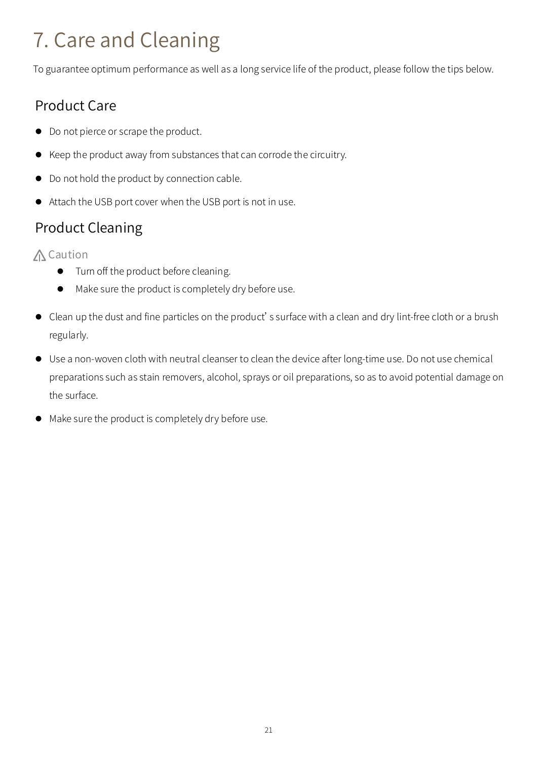# 7. Care and Cleaning

To guarantee optimum performance as well as a long service life of the product, please follow the tips below.

## Product Care

- Do not pierce or scrape the product.
- Keep the product away from substances that can corrode the circuitry.
- Do not hold the product by connection cable.
- Attach the USB port cover when the USB port is not in use.

## Product Cleaning

⚠ Caution

- Turn off the product before cleaning.
- Make sure the product is completely dry before use.

- Clean up the dust and fine particles on the product' s surface with a clean and dry lint-free cloth or a brush regularly.
- Use a non-woven cloth with neutral cleanser to clean the device after long-time use. Do not use chemical preparations such as stain removers, alcohol, sprays or oil preparations, so as to avoid potential damage on the surface.
- Make sure the product is completely dry before use.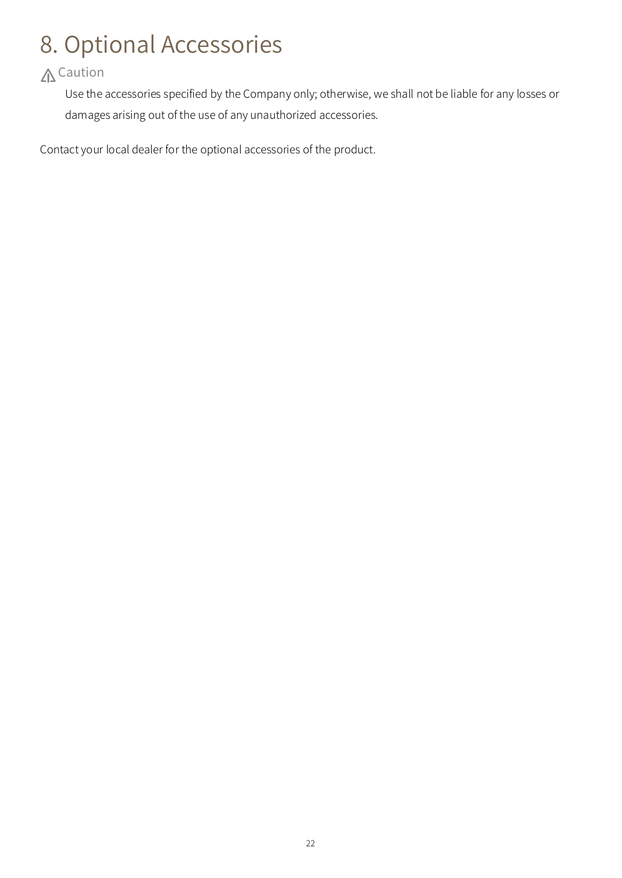# 8. Optional Accessories

⚠ Caution

Use the accessories specified by the Company only; otherwise, we shall not be liable for any losses or damages arising out of the use of any unauthorized accessories.

Contact your local dealer for the optional accessories of the product.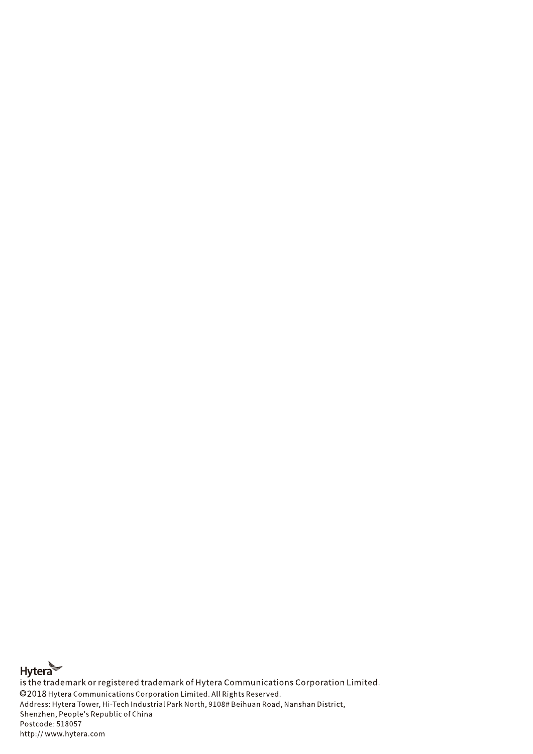Hytera

is the trademark or registered trademark of Hytera Communications Corporation Limited.

©2018 Hytera Communications Corporation Limited. All Rights Reserved.

Address: Hytera Tower, Hi-Tech Industrial Park North, 9108# Beihuan Road, Nanshan District,
Shenzhen, People's Republic of China

Postcode: 518057

http:// www.hytera.com